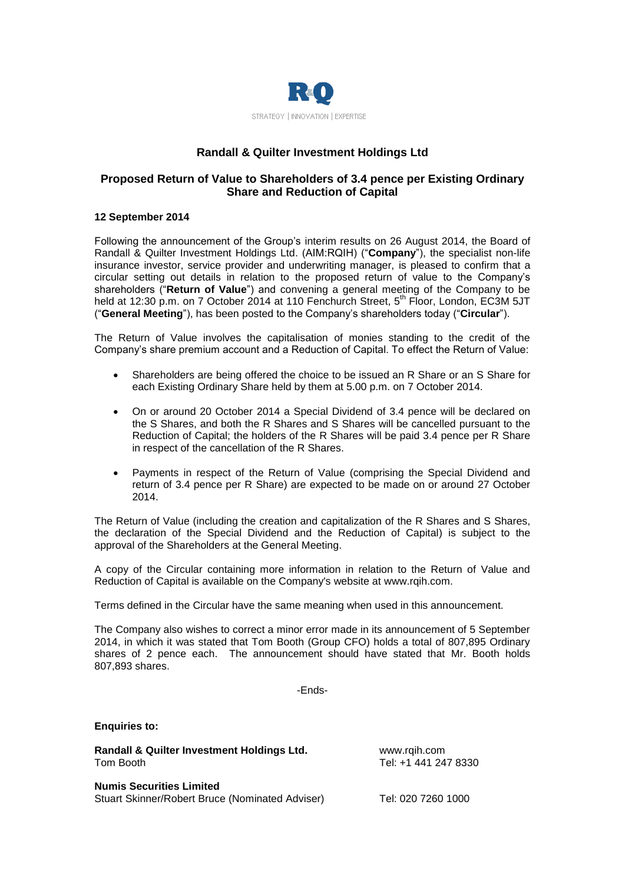STRATEGY | INNOVATION | EXPERTISE

# Randall & Quilter Investment Holdings Ltd

## Proposed Return of Value to Shareholders of 3.4 pence per Existing Ordinary Share and Reduction of Capital

**12 September 2014**

Following the announcement of the Group's interim results on 26 August 2014, the Board of Randall & Quilter Investment Holdings Ltd. (AIM:RQIH) ("**Company**"), the specialist non-life insurance investor, service provider and underwriting manager, is pleased to confirm that a circular setting out details in relation to the proposed return of value to the Company's shareholders ("**Return of Value**") and convening a general meeting of the Company to be held at 12:30 p.m. on 7 October 2014 at 110 Fenchurch Street, 5th Floor, London, EC3M 5JT ("**General Meeting**"), has been posted to the Company's shareholders today ("**Circular**").

The Return of Value involves the capitalisation of monies standing to the credit of the Company's share premium account and a Reduction of Capital. To effect the Return of Value:

- Shareholders are being offered the choice to be issued an R Share or an S Share for each Existing Ordinary Share held by them at 5.00 p.m. on 7 October 2014.
- On or around 20 October 2014 a Special Dividend of 3.4 pence will be declared on the S Shares, and both the R Shares and S Shares will be cancelled pursuant to the Reduction of Capital; the holders of the R Shares will be paid 3.4 pence per R Share in respect of the cancellation of the R Shares.
- Payments in respect of the Return of Value (comprising the Special Dividend and return of 3.4 pence per R Share) are expected to be made on or around 27 October 2014.

The Return of Value (including the creation and capitalization of the R Shares and S Shares, the declaration of the Special Dividend and the Reduction of Capital) is subject to the approval of the Shareholders at the General Meeting.

A copy of the Circular containing more information in relation to the Return of Value and Reduction of Capital is available on the Company's website at www.rqih.com.

Terms defined in the Circular have the same meaning when used in this announcement.

The Company also wishes to correct a minor error made in its announcement of 5 September 2014, in which it was stated that Tom Booth (Group CFO) holds a total of 807,895 Ordinary shares of 2 pence each. The announcement should have stated that Mr. Booth holds 807,893 shares.

-Ends-

**Enquiries to:**

**Randall & Quilter Investment Holdings Ltd.**
Tom Booth
www.rqih.com
Tel: +1 441 247 8330

**Numis Securities Limited**
Stuart Skinner/Robert Bruce (Nominated Adviser)
Tel: 020 7260 1000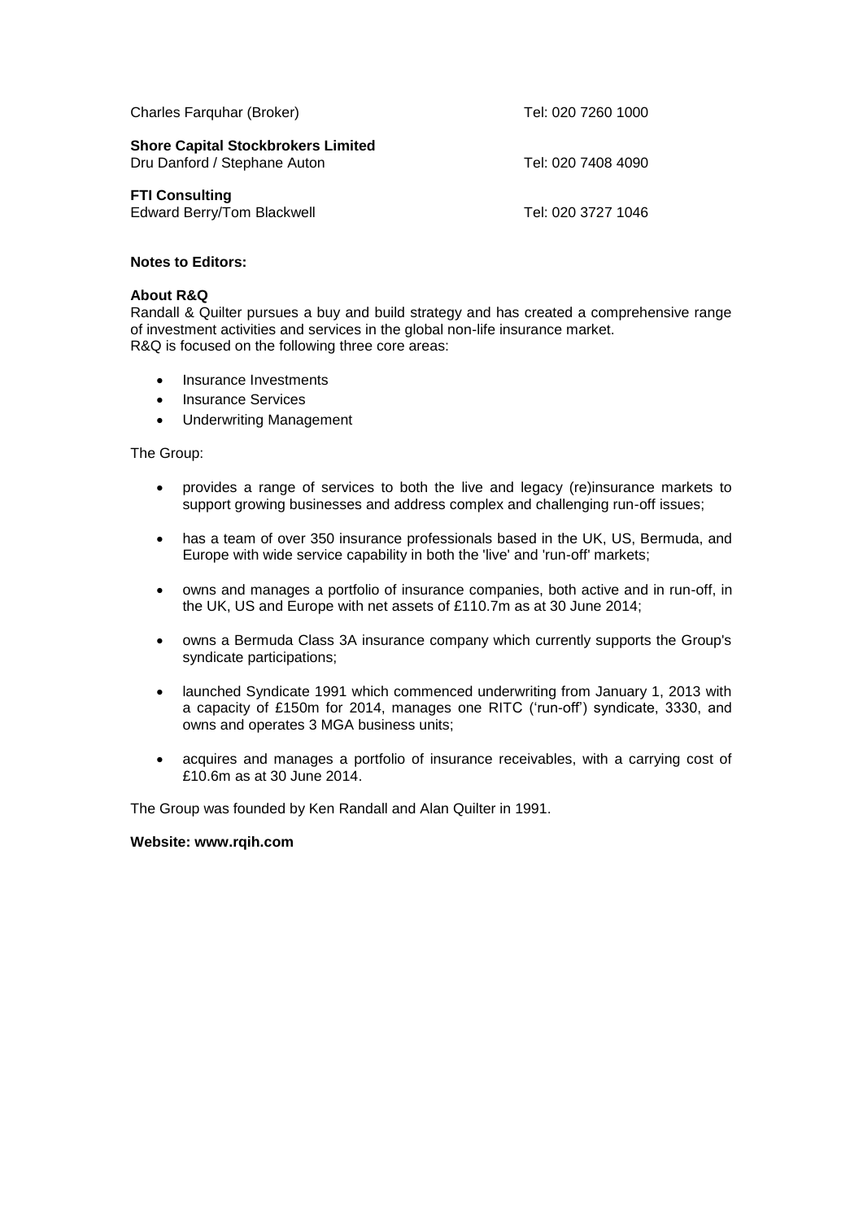| | |
|---|---|
| Charles Farquhar (Broker) | Tel: 020 7260 1000 |
| **Shore Capital Stockbrokers Limited** | |
| Dru Danford / Stephane Auton | Tel: 020 7408 4090 |
| **FTI Consulting** | |
| Edward Berry/Tom Blackwell | Tel: 020 3727 1046 |

**Notes to Editors:**

**About R&Q**

Randall & Quilter pursues a buy and build strategy and has created a comprehensive range of investment activities and services in the global non-life insurance market.
R&Q is focused on the following three core areas:

- Insurance Investments
- Insurance Services
- Underwriting Management

The Group:

- provides a range of services to both the live and legacy (re)insurance markets to support growing businesses and address complex and challenging run-off issues;
- has a team of over 350 insurance professionals based in the UK, US, Bermuda, and Europe with wide service capability in both the 'live' and 'run-off' markets;
- owns and manages a portfolio of insurance companies, both active and in run-off, in the UK, US and Europe with net assets of £110.7m as at 30 June 2014;
- owns a Bermuda Class 3A insurance company which currently supports the Group's syndicate participations;
- launched Syndicate 1991 which commenced underwriting from January 1, 2013 with a capacity of £150m for 2014, manages one RITC ('run-off') syndicate, 3330, and owns and operates 3 MGA business units;
- acquires and manages a portfolio of insurance receivables, with a carrying cost of £10.6m as at 30 June 2014.

The Group was founded by Ken Randall and Alan Quilter in 1991.

**Website: www.rqih.com**